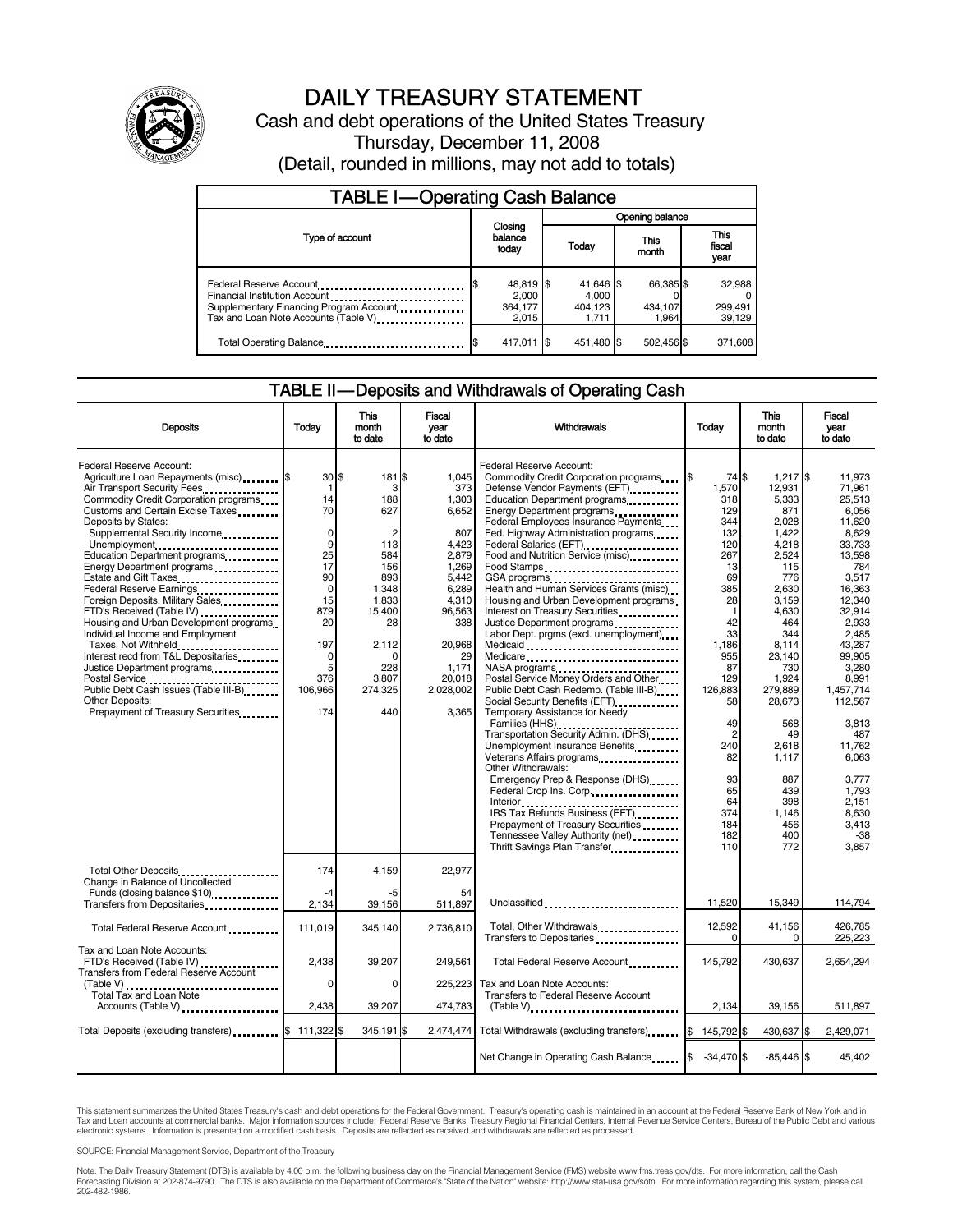# DAILY TREASURY STATEMENT

Cash and debt operations of the United States Treasury

Thursday, December 11, 2008

(Detail, rounded in millions, may not add to totals)

## TABLE I—Operating Cash Balance

| Type of account | Closing balance today | Opening balance Today | Opening balance This month | Opening balance This fiscal year |
|---|---|---|---|---|
| Federal Reserve Account | $ 48,819 | $ 41,646 | $ 66,385 | $ 32,988 |
| Financial Institution Account | 2,000 | 4,000 | 0 | 0 |
| Supplementary Financing Program Account | 364,177 | 404,123 | 434,107 | 299,491 |
| Tax and Loan Note Accounts (Table V) | 2,015 | 1,711 | 1,964 | 39,129 |
| Total Operating Balance | $ 417,011 | $ 451,480 | $ 502,456 | $ 371,608 |

## TABLE II—Deposits and Withdrawals of Operating Cash

| Deposits | Today | This month to date | Fiscal year to date |
|---|---|---|---|
| Federal Reserve Account: | | | |
| Agriculture Loan Repayments (misc) | $ 30 | $ 181 | $ 1,045 |
| Air Transport Security Fees | 1 | 3 | 373 |
| Commodity Credit Corporation programs | 14 | 188 | 1,303 |
| Customs and Certain Excise Taxes | 70 | 627 | 6,652 |
| Deposits by States: | | | |
| Supplemental Security Income | 0 | 2 | 807 |
| Unemployment | 9 | 113 | 4,423 |
| Education Department programs | 25 | 584 | 2,879 |
| Energy Department programs | 17 | 156 | 1,269 |
| Estate and Gift Taxes | 90 | 893 | 5,442 |
| Federal Reserve Earnings | 0 | 1,348 | 6,289 |
| Foreign Deposits, Military Sales | 15 | 1,833 | 4,310 |
| FTD's Received (Table IV) | 879 | 15,400 | 96,563 |
| Housing and Urban Development programs | 20 | 28 | 338 |
| Individual Income and Employment Taxes, Not Withheld | 197 | 2,112 | 20,968 |
| Interest recd from T&L Depositaries | 0 | 0 | 29 |
| Justice Department programs | 5 | 228 | 1,171 |
| Postal Service | 376 | 3,807 | 20,018 |
| Public Debt Cash Issues (Table III-B) | 106,966 | 274,325 | 2,028,002 |
| Other Deposits: | | | |
| Prepayment of Treasury Securities | 174 | 440 | 3,365 |
| Total Other Deposits | 174 | 4,159 | 22,977 |
| Change in Balance of Uncollected Funds (closing balance $10) | -4 | -5 | 54 |
| Transfers from Depositaries | 2,134 | 39,156 | 511,897 |
| Total Federal Reserve Account | 111,019 | 345,140 | 2,736,810 |
| Tax and Loan Note Accounts: | | | |
| FTD's Received (Table IV) | 2,438 | 39,207 | 249,561 |
| Transfers from Federal Reserve Account (Table V) | 0 | 0 | 225,223 |
| Total Tax and Loan Note Accounts (Table V) | 2,438 | 39,207 | 474,783 |
| Total Deposits (excluding transfers) | $ 111,322 | $ 345,191 | $ 2,474,474 |

| Withdrawals | Today | This month to date | Fiscal year to date |
|---|---|---|---|
| Federal Reserve Account: | | | |
| Commodity Credit Corporation programs | $ 74 | $ 1,217 | $ 11,973 |
| Defense Vendor Payments (EFT) | 1,570 | 12,931 | 71,961 |
| Education Department programs | 318 | 5,333 | 25,513 |
| Energy Department programs | 129 | 871 | 6,056 |
| Federal Employees Insurance Payments | 344 | 2,028 | 11,620 |
| Fed. Highway Administration programs | 132 | 1,422 | 8,629 |
| Federal Salaries (EFT) | 120 | 4,218 | 33,733 |
| Food and Nutrition Service (misc) | 267 | 2,524 | 13,598 |
| Food Stamps | 13 | 115 | 784 |
| GSA programs | 69 | 776 | 3,517 |
| Health and Human Services Grants (misc) | 385 | 2,630 | 16,363 |
| Housing and Urban Development programs | 28 | 3,159 | 12,340 |
| Interest on Treasury Securities | 1 | 4,630 | 32,914 |
| Justice Department programs | 42 | 464 | 2,933 |
| Labor Dept. prgms (excl. unemployment) | 33 | 344 | 2,485 |
| Medicaid | 1,186 | 8,114 | 43,287 |
| Medicare | 955 | 23,140 | 99,905 |
| NASA programs | 87 | 730 | 3,280 |
| Postal Service Money Orders and Other | 129 | 1,924 | 8,991 |
| Public Debt Cash Redemp. (Table III-B) | 126,883 | 279,889 | 1,457,714 |
| Social Security Benefits (EFT) | 58 | 28,673 | 112,567 |
| Temporary Assistance for Needy Families (HHS) | 49 | 568 | 3,813 |
| Transportation Security Admin. (DHS) | 2 | 49 | 487 |
| Unemployment Insurance Benefits | 240 | 2,618 | 11,762 |
| Veterans Affairs programs | 82 | 1,117 | 6,063 |
| Other Withdrawals: | | | |
| Emergency Prep & Response (DHS) | 93 | 887 | 3,777 |
| Federal Crop Ins. Corp. | 65 | 439 | 1,793 |
| Interior | 64 | 398 | 2,151 |
| IRS Tax Refunds Business (EFT) | 374 | 1,146 | 8,630 |
| Prepayment of Treasury Securities | 184 | 456 | 3,413 |
| Tennessee Valley Authority (net) | 182 | 400 | -38 |
| Thrift Savings Plan Transfer | 110 | 772 | 3,857 |
| Unclassified | 11,520 | 15,349 | 114,794 |
| Total, Other Withdrawals | 12,592 | 41,156 | 426,785 |
| Transfers to Depositaries | 0 | 0 | 225,223 |
| Total Federal Reserve Account | 145,792 | 430,637 | 2,654,294 |
| Tax and Loan Note Accounts: | | | |
| Transfers to Federal Reserve Account (Table V) | 2,134 | 39,156 | 511,897 |
| Total Withdrawals (excluding transfers) | $ 145,792 | $ 430,637 | $ 2,429,071 |
| Net Change in Operating Cash Balance | $ -34,470 | $ -85,446 | $ 45,402 |

This statement summarizes the United States Treasury's cash and debt operations for the Federal Government. Treasury's operating cash is maintained in an account at the Federal Reserve Bank of New York and in Tax and Loan accounts at commercial banks. Major information sources include: Federal Reserve Banks, Treasury Regional Financial Centers, Internal Revenue Service Centers, Bureau of the Public Debt and various electronic systems. Information is presented on a modified cash basis. Deposits are reflected as received and withdrawals are reflected as processed.

SOURCE: Financial Management Service, Department of the Treasury

Note: The Daily Treasury Statement (DTS) is available by 4:00 p.m. the following business day on the Financial Management Service (FMS) website www.fms.treas.gov/dts. For more information, call the Cash Forecasting Division at 202-874-9790. The DTS is also available on the Department of Commerce's "State of the Nation" website: http://www.stat-usa.gov/sotn. For more information regarding this system, please call 202-482-1986.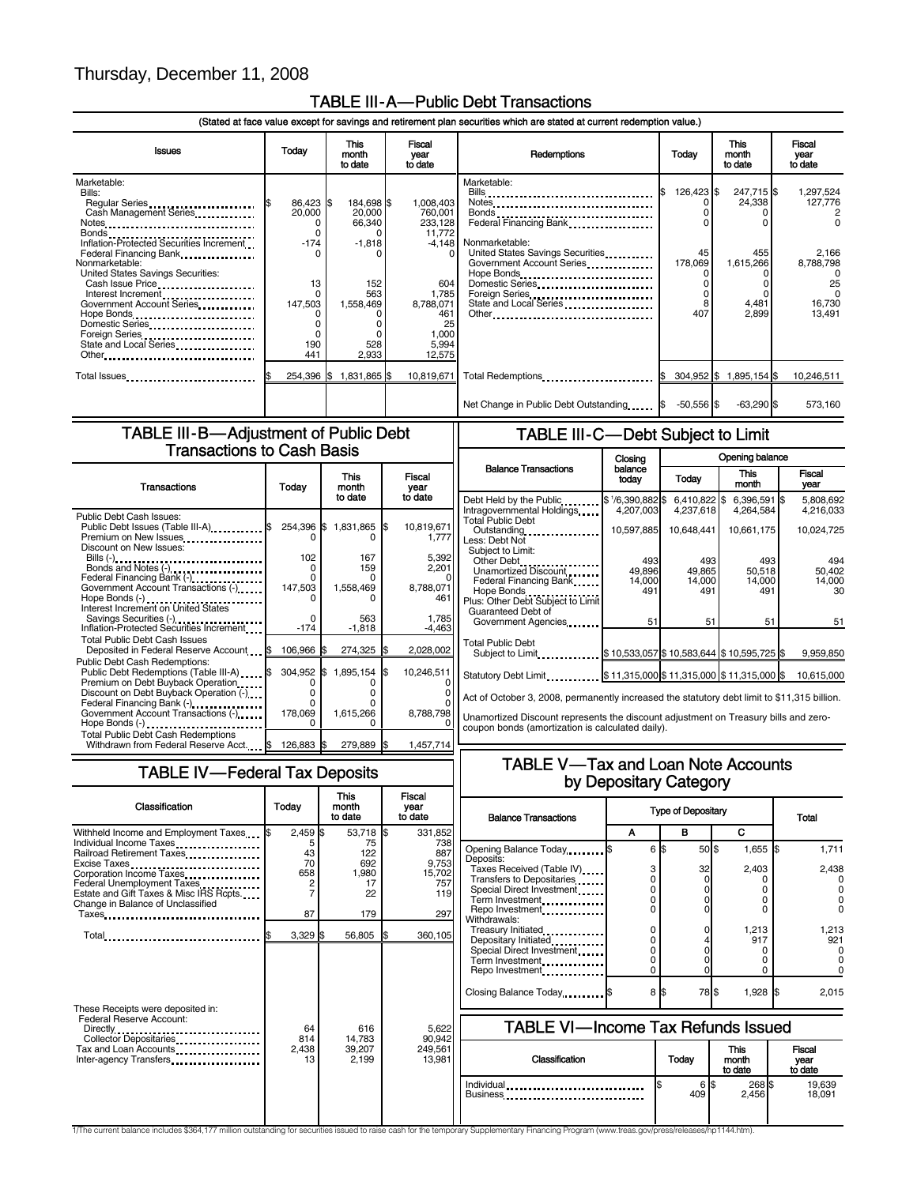Thursday, December 11, 2008

## TABLE III-A—Public Debt Transactions

(Stated at face value except for savings and retirement plan securities which are stated at current redemption value.)

| Issues | Today | This month to date | Fiscal year to date |
|---|---|---|---|
| Marketable: | | | |
| Bills: | | | |
| Regular Series | $ 86,423 | $ 184,698 | $ 1,008,403 |
| Cash Management Series | 20,000 | 20,000 | 760,001 |
| Notes | 0 | 66,340 | 233,128 |
| Bonds | 0 | 0 | 11,772 |
| Inflation-Protected Securities Increment | -174 | -1,818 | -4,148 |
| Federal Financing Bank | 0 | 0 | 0 |
| Nonmarketable: | | | |
| United States Savings Securities: | | | |
| Cash Issue Price | 13 | 152 | 604 |
| Interest Increment | 0 | 563 | 1,785 |
| Government Account Series | 147,503 | 1,558,469 | 8,788,071 |
| Hope Bonds | 0 | 0 | 461 |
| Domestic Series | 0 | 0 | 25 |
| Foreign Series | 0 | 0 | 1,000 |
| State and Local Series | 190 | 528 | 5,994 |
| Other | 441 | 2,933 | 12,575 |
| Total Issues | $ 254,396 | $ 1,831,865 | $ 10,819,671 |

| Redemptions | Today | This month to date | Fiscal year to date |
|---|---|---|---|
| Marketable: | | | |
| Bills | $ 126,423 | $ 247,715 | $ 1,297,524 |
| Notes | 0 | 24,338 | 127,776 |
| Bonds | 0 | 0 | 2 |
| Federal Financing Bank | 0 | 0 | 0 |
| Nonmarketable: | | | |
| United States Savings Securities | 45 | 455 | 2,166 |
| Government Account Series | 178,069 | 1,615,266 | 8,788,798 |
| Hope Bonds | 0 | 0 | 0 |
| Domestic Series | 0 | 0 | 25 |
| Foreign Series | 0 | 0 | 0 |
| State and Local Series | 8 | 4,481 | 16,730 |
| Other | 407 | 2,899 | 13,491 |
| Total Redemptions | $ 304,952 | $ 1,895,154 | $ 10,246,511 |
| Net Change in Public Debt Outstanding | $ -50,556 | $ -63,290 | $ 573,160 |

## TABLE III-B—Adjustment of Public Debt Transactions to Cash Basis

| Transactions | Today | This month to date | Fiscal year to date |
|---|---|---|---|
| Public Debt Cash Issues: | | | |
| Public Debt Issues (Table III-A) | $ 254,396 | $ 1,831,865 | $ 10,819,671 |
| Premium on New Issues | 0 | 0 | 1,777 |
| Discount on New Issues: | | | |
| Bills (-) | 102 | 167 | 5,392 |
| Bonds and Notes (-) | 0 | 159 | 2,201 |
| Federal Financing Bank (-) | 0 | 0 | 0 |
| Government Account Transactions (-) | 147,503 | 1,558,469 | 8,788,071 |
| Hope Bonds (-) | 0 | 0 | 461 |
| Interest Increment on United States Savings Securities (-) | 0 | 563 | 1,785 |
| Inflation-Protected Securities Increment | -174 | -1,818 | -4,463 |
| Total Public Debt Cash Issues Deposited in Federal Reserve Account | $ 106,966 | $ 274,325 | $ 2,028,002 |
| Public Debt Cash Redemptions: | | | |
| Public Debt Redemptions (Table III-A) | $ 304,952 | $ 1,895,154 | $ 10,246,511 |
| Premium on Debt Buyback Operation | 0 | 0 | 0 |
| Discount on Debt Buyback Operation (-) | 0 | 0 | 0 |
| Federal Financing Bank (-) | 0 | 0 | 0 |
| Government Account Transactions (-) | 178,069 | 1,615,266 | 8,788,798 |
| Hope Bonds (-) | 0 | 0 | 0 |
| Total Public Debt Cash Redemptions Withdrawn from Federal Reserve Acct. | $ 126,883 | $ 279,889 | $ 1,457,714 |

## TABLE III-C—Debt Subject to Limit

| Balance Transactions | Closing balance today | Opening balance Today | Opening balance This month | Opening balance Fiscal year |
|---|---|---|---|---|
| Debt Held by the Public | $ [1]6,390,882 | $ 6,410,822 | $ 6,396,591 | $ 5,808,692 |
| Intragovernmental Holdings | 4,207,003 | 4,237,618 | 4,264,584 | 4,216,033 |
| Total Public Debt Outstanding | 10,597,885 | 10,648,441 | 10,661,175 | 10,024,725 |
| Less: Debt Not Subject to Limit: | | | | |
| Other Debt | 493 | 493 | 493 | 494 |
| Unamortized Discount | 49,896 | 49,865 | 50,518 | 50,402 |
| Federal Financing Bank | 14,000 | 14,000 | 14,000 | 14,000 |
| Hope Bonds | 491 | 491 | 491 | 30 |
| Plus: Other Debt Subject to Limit | | | | |
| Guaranteed Debt of Government Agencies | 51 | 51 | 51 | 51 |
| Total Public Debt Subject to Limit | $ 10,533,057 | $ 10,583,644 | $ 10,595,725 | $ 9,959,850 |
| Statutory Debt Limit | $ 11,315,000 | $ 11,315,000 | $ 11,315,000 | $ 10,615,000 |

Act of October 3, 2008, permanently increased the statutory debt limit to $11,315 billion.

Unamortized Discount represents the discount adjustment on Treasury bills and zero-coupon bonds (amortization is calculated daily).

## TABLE IV—Federal Tax Deposits

| Classification | Today | This month to date | Fiscal year to date |
|---|---|---|---|
| Withheld Income and Employment Taxes | $ 2,459 | $ 53,718 | $ 331,852 |
| Individual Income Taxes | 5 | 75 | 738 |
| Railroad Retirement Taxes | 43 | 122 | 887 |
| Excise Taxes | 70 | 692 | 9,753 |
| Corporation Income Taxes | 658 | 1,980 | 15,702 |
| Federal Unemployment Taxes | 2 | 17 | 757 |
| Estate and Gift Taxes & Misc IRS Rcpts. | 7 | 22 | 119 |
| Change in Balance of Unclassified Taxes | 87 | 179 | 297 |
| Total | $ 3,329 | $ 56,805 | $ 360,105 |
| These Receipts were deposited in: | | | |
| Federal Reserve Account: | | | |
| Directly | 64 | 616 | 5,622 |
| Collector Depositaries | 814 | 14,783 | 90,942 |
| Tax and Loan Accounts | 2,438 | 39,207 | 249,561 |
| Inter-agency Transfers | 13 | 2,199 | 13,981 |

## TABLE V—Tax and Loan Note Accounts by Depositary Category

| Balance Transactions | Type of Depositary A | Type of Depositary B | Type of Depositary C | Total |
|---|---|---|---|---|
| Opening Balance Today | $ 6 | $ 50 | $ 1,655 | $ 1,711 |
| Deposits: | | | | |
| Taxes Received (Table IV) | 3 | 32 | 2,403 | 2,438 |
| Transfers to Depositaries | 0 | 0 | 0 | 0 |
| Special Direct Investment | 0 | 0 | 0 | 0 |
| Term Investment | 0 | 0 | 0 | 0 |
| Repo Investment | 0 | 0 | 0 | 0 |
| Withdrawals: | | | | |
| Treasury Initiated | 0 | 0 | 1,213 | 1,213 |
| Depositary Initiated | 0 | 4 | 917 | 921 |
| Special Direct Investment | 0 | 0 | 0 | 0 |
| Term Investment | 0 | 0 | 0 | 0 |
| Repo Investment | 0 | 0 | 0 | 0 |
| Closing Balance Today | $ 8 | $ 78 | $ 1,928 | $ 2,015 |

## TABLE VI—Income Tax Refunds Issued

| Classification | Today | This month to date | Fiscal year to date |
|---|---|---|---|
| Individual | $ 6 | $ 268 | $ 19,639 |
| Business | 409 | 2,456 | 18,091 |

1/The current balance includes $364,177 million outstanding for securities issued to raise cash for the temporary Supplementary Financing Program (www.treas.gov/press/releases/hp1144.htm).